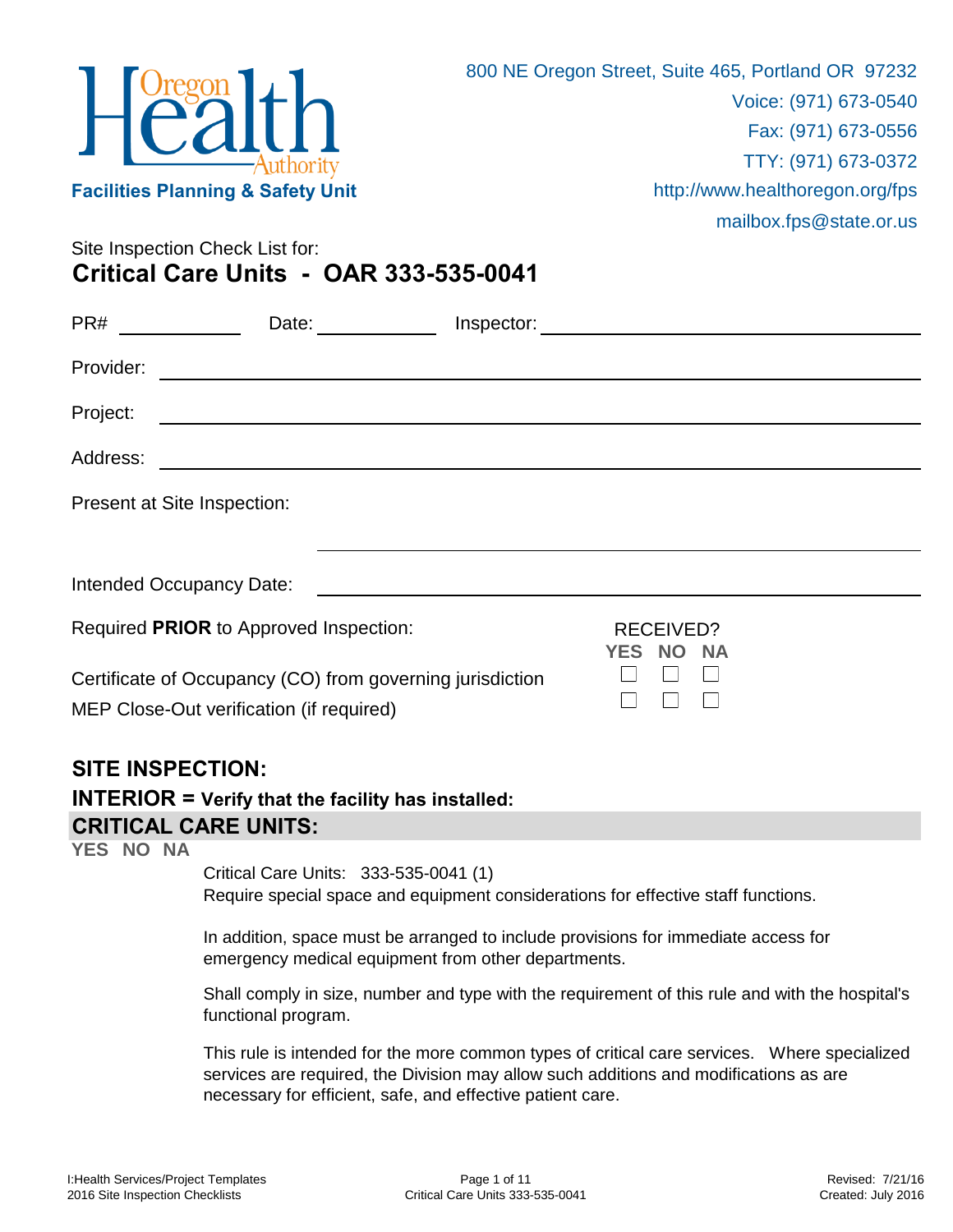Oregon Health Authority

**Facilities Planning & Safety Unit**

800 NE Oregon Street, Suite 465, Portland OR 97232
Voice: (971) 673-0540
Fax: (971) 673-0556
TTY: (971) 673-0372
http://www.healthoregon.org/fps
mailbox.fps@state.or.us

Site Inspection Check List for:

# Critical Care Units - OAR 333-535-0041

PR# ____________ Date: ____________ Inspector: ______________________________

Provider: ______________________________

Project: ______________________________

Address: ______________________________

Present at Site Inspection:

______________________________

Intended Occupancy Date: ______________________________

Required **PRIOR** to Approved Inspection:

| | RECEIVED? YES | NO | NA |
|---|---|---|---|
| Certificate of Occupancy (CO) from governing jurisdiction | ☐ | ☐ | ☐ |
| MEP Close-Out verification (if required) | ☐ | ☐ | ☐ |

## SITE INSPECTION:

## INTERIOR = Verify that the facility has installed:

## CRITICAL CARE UNITS:

**YES NO NA**

Critical Care Units: 333-535-0041 (1)
Require special space and equipment considerations for effective staff functions.

In addition, space must be arranged to include provisions for immediate access for emergency medical equipment from other departments.

Shall comply in size, number and type with the requirement of this rule and with the hospital's functional program.

This rule is intended for the more common types of critical care services. Where specialized services are required, the Division may allow such additions and modifications as are necessary for efficient, safe, and effective patient care.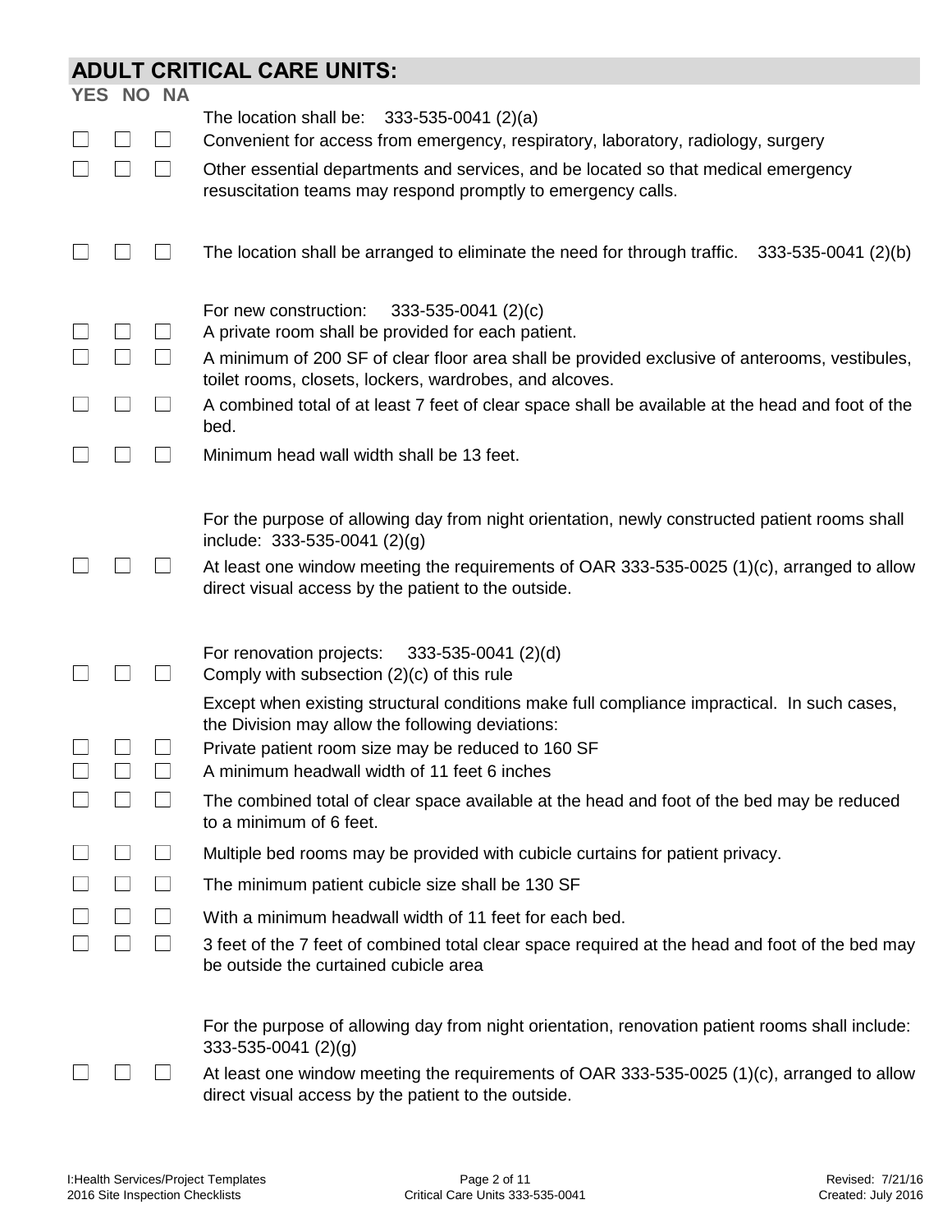## ADULT CRITICAL CARE UNITS:

| YES | NO | NA | |
|---|---|---|---|
| | | | The location shall be: 333-535-0041 (2)(a) |
| ☐ | ☐ | ☐ | Convenient for access from emergency, respiratory, laboratory, radiology, surgery |
| ☐ | ☐ | ☐ | Other essential departments and services, and be located so that medical emergency resuscitation teams may respond promptly to emergency calls. |
| ☐ | ☐ | ☐ | The location shall be arranged to eliminate the need for through traffic. 333-535-0041 (2)(b) |
| | | | For new construction: 333-535-0041 (2)(c) |
| ☐ | ☐ | ☐ | A private room shall be provided for each patient. |
| ☐ | ☐ | ☐ | A minimum of 200 SF of clear floor area shall be provided exclusive of anterooms, vestibules, toilet rooms, closets, lockers, wardrobes, and alcoves. |
| ☐ | ☐ | ☐ | A combined total of at least 7 feet of clear space shall be available at the head and foot of the bed. |
| ☐ | ☐ | ☐ | Minimum head wall width shall be 13 feet. |
| | | | For the purpose of allowing day from night orientation, newly constructed patient rooms shall include: 333-535-0041 (2)(g) |
| ☐ | ☐ | ☐ | At least one window meeting the requirements of OAR 333-535-0025 (1)(c), arranged to allow direct visual access by the patient to the outside. |
| | | | For renovation projects: 333-535-0041 (2)(d) |
| ☐ | ☐ | ☐ | Comply with subsection (2)(c) of this rule |
| | | | Except when existing structural conditions make full compliance impractical. In such cases, the Division may allow the following deviations: |
| ☐ | ☐ | ☐ | Private patient room size may be reduced to 160 SF |
| ☐ | ☐ | ☐ | A minimum headwall width of 11 feet 6 inches |
| ☐ | ☐ | ☐ | The combined total of clear space available at the head and foot of the bed may be reduced to a minimum of 6 feet. |
| ☐ | ☐ | ☐ | Multiple bed rooms may be provided with cubicle curtains for patient privacy. |
| ☐ | ☐ | ☐ | The minimum patient cubicle size shall be 130 SF |
| ☐ | ☐ | ☐ | With a minimum headwall width of 11 feet for each bed. |
| ☐ | ☐ | ☐ | 3 feet of the 7 feet of combined total clear space required at the head and foot of the bed may be outside the curtained cubicle area |
| | | | For the purpose of allowing day from night orientation, renovation patient rooms shall include: 333-535-0041 (2)(g) |
| ☐ | ☐ | ☐ | At least one window meeting the requirements of OAR 333-535-0025 (1)(c), arranged to allow direct visual access by the patient to the outside. |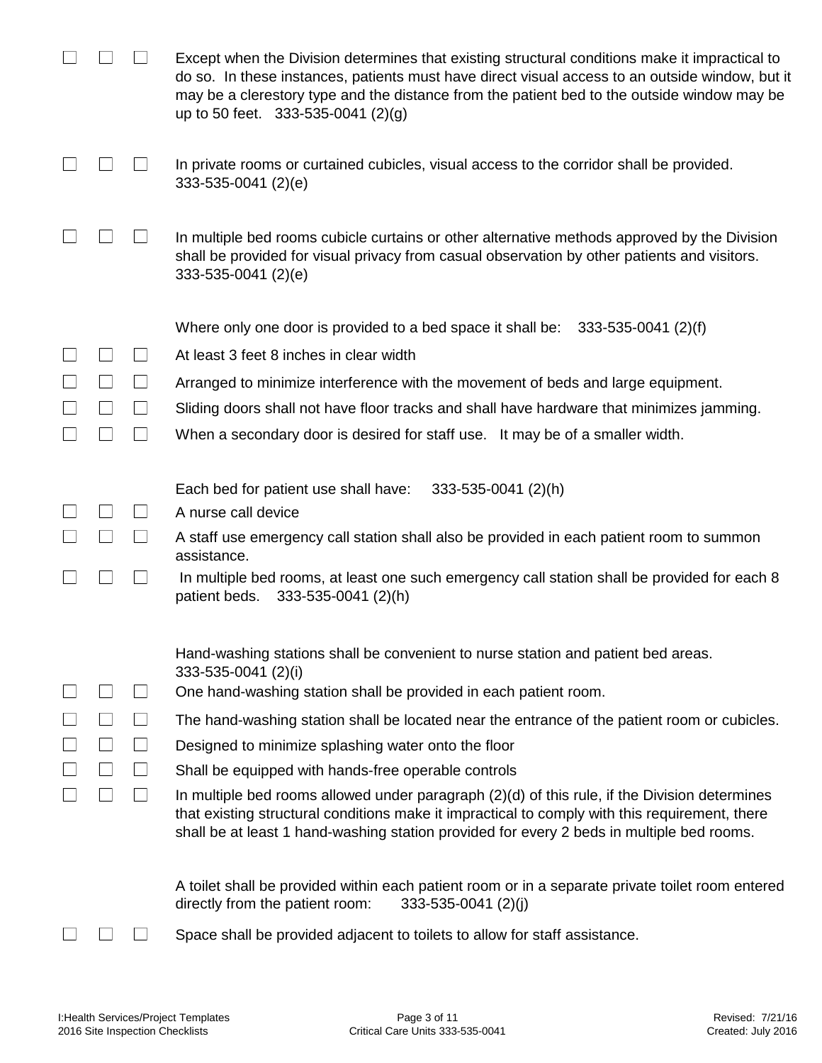☐ ☐ ☐ Except when the Division determines that existing structural conditions make it impractical to do so. In these instances, patients must have direct visual access to an outside window, but it may be a clerestory type and the distance from the patient bed to the outside window may be up to 50 feet. 333-535-0041 (2)(g)

☐ ☐ ☐ In private rooms or curtained cubicles, visual access to the corridor shall be provided. 333-535-0041 (2)(e)

☐ ☐ ☐ In multiple bed rooms cubicle curtains or other alternative methods approved by the Division shall be provided for visual privacy from casual observation by other patients and visitors. 333-535-0041 (2)(e)

Where only one door is provided to a bed space it shall be: 333-535-0041 (2)(f)

☐ ☐ ☐ At least 3 feet 8 inches in clear width

☐ ☐ ☐ Arranged to minimize interference with the movement of beds and large equipment.

☐ ☐ ☐ Sliding doors shall not have floor tracks and shall have hardware that minimizes jamming.

☐ ☐ ☐ When a secondary door is desired for staff use. It may be of a smaller width.

Each bed for patient use shall have: 333-535-0041 (2)(h)

☐ ☐ ☐ A nurse call device

☐ ☐ ☐ A staff use emergency call station shall also be provided in each patient room to summon assistance.

☐ ☐ ☐ In multiple bed rooms, at least one such emergency call station shall be provided for each 8 patient beds. 333-535-0041 (2)(h)

Hand-washing stations shall be convenient to nurse station and patient bed areas. 333-535-0041 (2)(i)

☐ ☐ ☐ One hand-washing station shall be provided in each patient room.

☐ ☐ ☐ The hand-washing station shall be located near the entrance of the patient room or cubicles.

☐ ☐ ☐ Designed to minimize splashing water onto the floor

☐ ☐ ☐ Shall be equipped with hands-free operable controls

☐ ☐ ☐ In multiple bed rooms allowed under paragraph (2)(d) of this rule, if the Division determines that existing structural conditions make it impractical to comply with this requirement, there shall be at least 1 hand-washing station provided for every 2 beds in multiple bed rooms.

A toilet shall be provided within each patient room or in a separate private toilet room entered directly from the patient room: 333-535-0041 (2)(j)

☐ ☐ ☐ Space shall be provided adjacent to toilets to allow for staff assistance.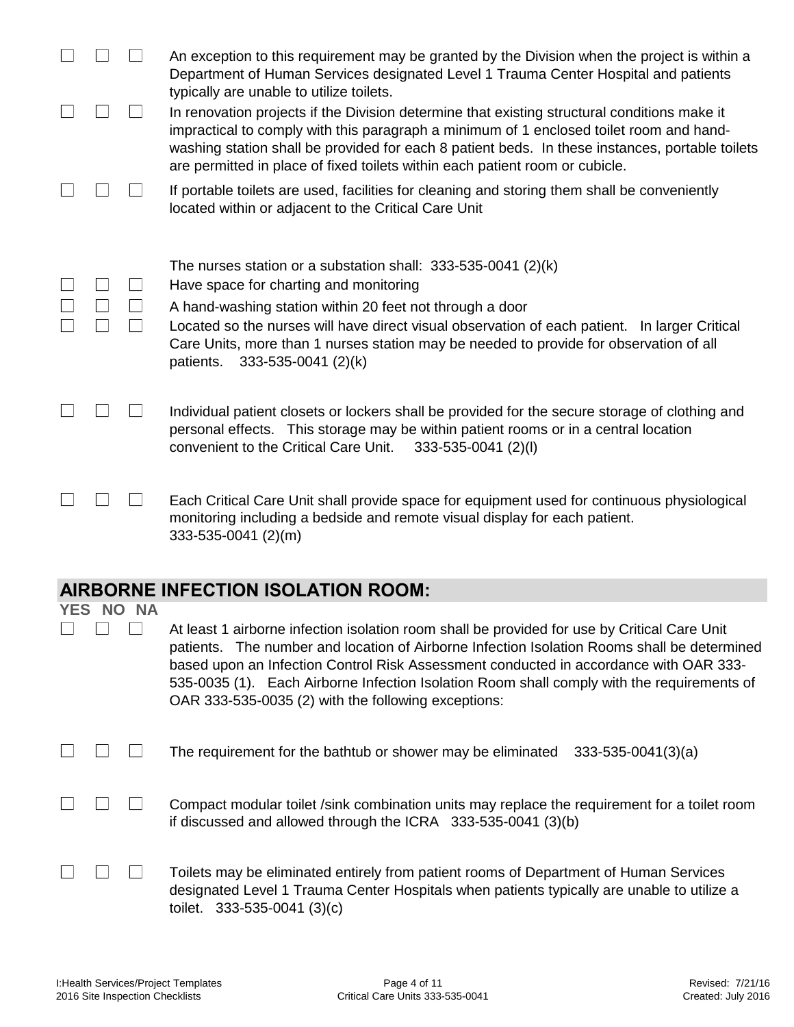☐ ☐ ☐ An exception to this requirement may be granted by the Division when the project is within a Department of Human Services designated Level 1 Trauma Center Hospital and patients typically are unable to utilize toilets.

☐ ☐ ☐ In renovation projects if the Division determine that existing structural conditions make it impractical to comply with this paragraph a minimum of 1 enclosed toilet room and hand-washing station shall be provided for each 8 patient beds. In these instances, portable toilets are permitted in place of fixed toilets within each patient room or cubicle.

☐ ☐ ☐ If portable toilets are used, facilities for cleaning and storing them shall be conveniently located within or adjacent to the Critical Care Unit

The nurses station or a substation shall: 333-535-0041 (2)(k)

☐ ☐ ☐ Have space for charting and monitoring

☐ ☐ ☐ A hand-washing station within 20 feet not through a door

☐ ☐ ☐ Located so the nurses will have direct visual observation of each patient. In larger Critical Care Units, more than 1 nurses station may be needed to provide for observation of all patients. 333-535-0041 (2)(k)

☐ ☐ ☐ Individual patient closets or lockers shall be provided for the secure storage of clothing and personal effects. This storage may be within patient rooms or in a central location convenient to the Critical Care Unit. 333-535-0041 (2)(l)

☐ ☐ ☐ Each Critical Care Unit shall provide space for equipment used for continuous physiological monitoring including a bedside and remote visual display for each patient. 333-535-0041 (2)(m)

## AIRBORNE INFECTION ISOLATION ROOM:

**YES NO NA**

☐ ☐ ☐ At least 1 airborne infection isolation room shall be provided for use by Critical Care Unit patients. The number and location of Airborne Infection Isolation Rooms shall be determined based upon an Infection Control Risk Assessment conducted in accordance with OAR 333-535-0035 (1). Each Airborne Infection Isolation Room shall comply with the requirements of OAR 333-535-0035 (2) with the following exceptions:

☐ ☐ ☐ The requirement for the bathtub or shower may be eliminated 333-535-0041(3)(a)

☐ ☐ ☐ Compact modular toilet /sink combination units may replace the requirement for a toilet room if discussed and allowed through the ICRA 333-535-0041 (3)(b)

☐ ☐ ☐ Toilets may be eliminated entirely from patient rooms of Department of Human Services designated Level 1 Trauma Center Hospitals when patients typically are unable to utilize a toilet. 333-535-0041 (3)(c)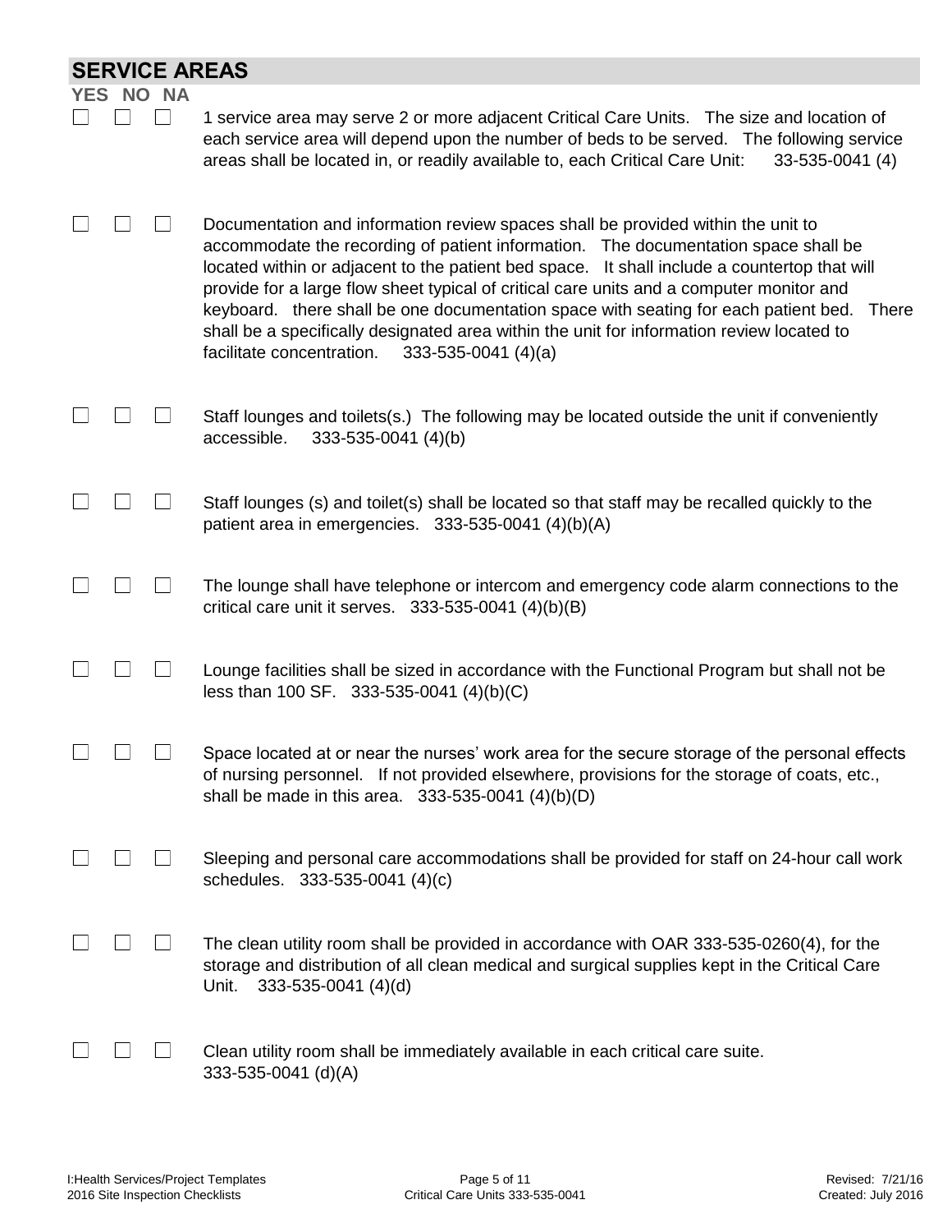## SERVICE AREAS

| YES | NO | NA | |
|---|---|---|---|
| ☐ | ☐ | ☐ | 1 service area may serve 2 or more adjacent Critical Care Units. The size and location of each service area will depend upon the number of beds to be served. The following service areas shall be located in, or readily available to, each Critical Care Unit: 33-535-0041 (4) |
| ☐ | ☐ | ☐ | Documentation and information review spaces shall be provided within the unit to accommodate the recording of patient information. The documentation space shall be located within or adjacent to the patient bed space. It shall include a countertop that will provide for a large flow sheet typical of critical care units and a computer monitor and keyboard. there shall be one documentation space with seating for each patient bed. There shall be a specifically designated area within the unit for information review located to facilitate concentration. 333-535-0041 (4)(a) |
| ☐ | ☐ | ☐ | Staff lounges and toilets(s.) The following may be located outside the unit if conveniently accessible. 333-535-0041 (4)(b) |
| ☐ | ☐ | ☐ | Staff lounges (s) and toilet(s) shall be located so that staff may be recalled quickly to the patient area in emergencies. 333-535-0041 (4)(b)(A) |
| ☐ | ☐ | ☐ | The lounge shall have telephone or intercom and emergency code alarm connections to the critical care unit it serves. 333-535-0041 (4)(b)(B) |
| ☐ | ☐ | ☐ | Lounge facilities shall be sized in accordance with the Functional Program but shall not be less than 100 SF. 333-535-0041 (4)(b)(C) |
| ☐ | ☐ | ☐ | Space located at or near the nurses' work area for the secure storage of the personal effects of nursing personnel. If not provided elsewhere, provisions for the storage of coats, etc., shall be made in this area. 333-535-0041 (4)(b)(D) |
| ☐ | ☐ | ☐ | Sleeping and personal care accommodations shall be provided for staff on 24-hour call work schedules. 333-535-0041 (4)(c) |
| ☐ | ☐ | ☐ | The clean utility room shall be provided in accordance with OAR 333-535-0260(4), for the storage and distribution of all clean medical and surgical supplies kept in the Critical Care Unit. 333-535-0041 (4)(d) |
| ☐ | ☐ | ☐ | Clean utility room shall be immediately available in each critical care suite. 333-535-0041 (d)(A) |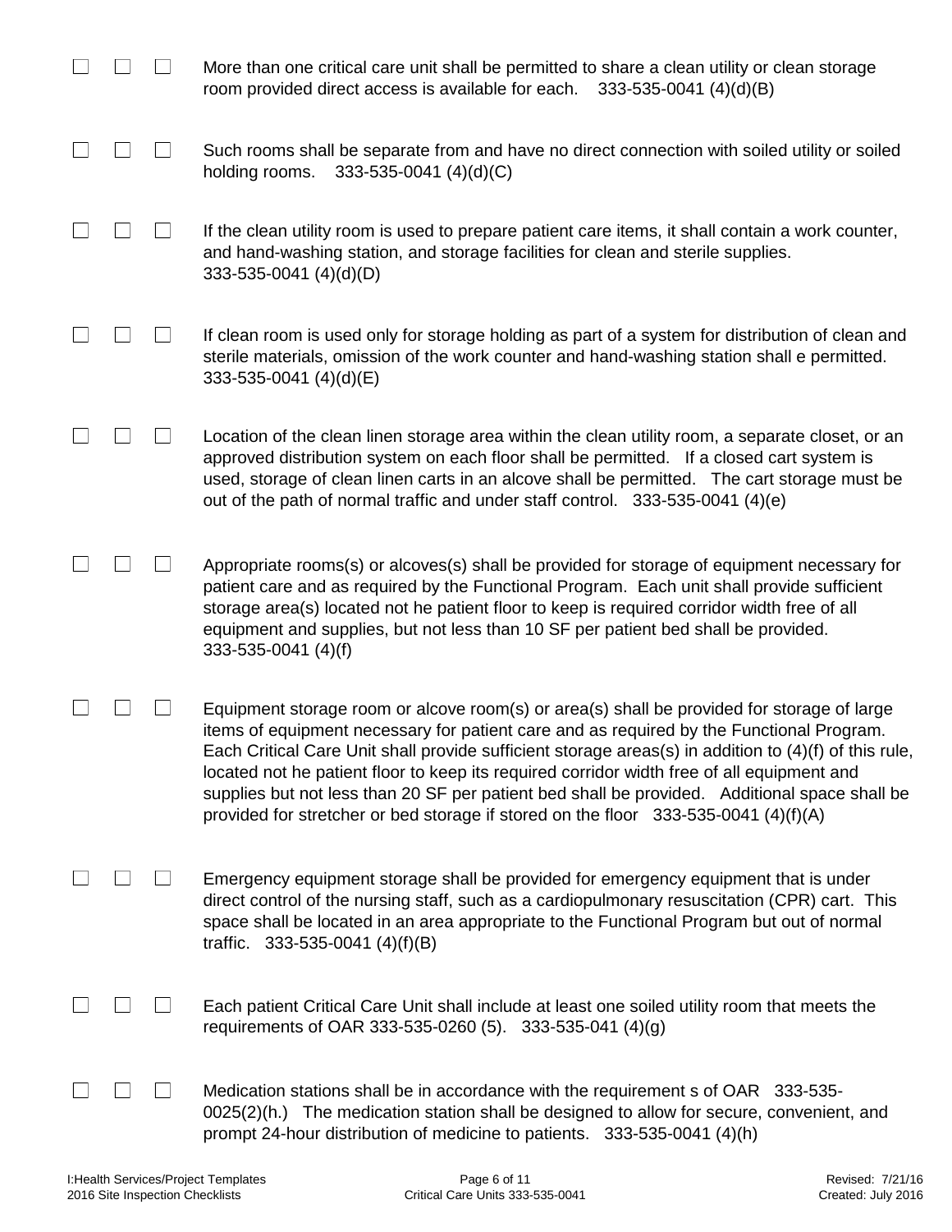☐ ☐ ☐ More than one critical care unit shall be permitted to share a clean utility or clean storage room provided direct access is available for each. 333-535-0041 (4)(d)(B)

☐ ☐ ☐ Such rooms shall be separate from and have no direct connection with soiled utility or soiled holding rooms. 333-535-0041 (4)(d)(C)

☐ ☐ ☐ If the clean utility room is used to prepare patient care items, it shall contain a work counter, and hand-washing station, and storage facilities for clean and sterile supplies. 333-535-0041 (4)(d)(D)

☐ ☐ ☐ If clean room is used only for storage holding as part of a system for distribution of clean and sterile materials, omission of the work counter and hand-washing station shall e permitted. 333-535-0041 (4)(d)(E)

☐ ☐ ☐ Location of the clean linen storage area within the clean utility room, a separate closet, or an approved distribution system on each floor shall be permitted. If a closed cart system is used, storage of clean linen carts in an alcove shall be permitted. The cart storage must be out of the path of normal traffic and under staff control. 333-535-0041 (4)(e)

☐ ☐ ☐ Appropriate rooms(s) or alcoves(s) shall be provided for storage of equipment necessary for patient care and as required by the Functional Program. Each unit shall provide sufficient storage area(s) located not he patient floor to keep is required corridor width free of all equipment and supplies, but not less than 10 SF per patient bed shall be provided. 333-535-0041 (4)(f)

☐ ☐ ☐ Equipment storage room or alcove room(s) or area(s) shall be provided for storage of large items of equipment necessary for patient care and as required by the Functional Program. Each Critical Care Unit shall provide sufficient storage areas(s) in addition to (4)(f) of this rule, located not he patient floor to keep its required corridor width free of all equipment and supplies but not less than 20 SF per patient bed shall be provided. Additional space shall be provided for stretcher or bed storage if stored on the floor 333-535-0041 (4)(f)(A)

☐ ☐ ☐ Emergency equipment storage shall be provided for emergency equipment that is under direct control of the nursing staff, such as a cardiopulmonary resuscitation (CPR) cart. This space shall be located in an area appropriate to the Functional Program but out of normal traffic. 333-535-0041 (4)(f)(B)

☐ ☐ ☐ Each patient Critical Care Unit shall include at least one soiled utility room that meets the requirements of OAR 333-535-0260 (5). 333-535-041 (4)(g)

☐ ☐ ☐ Medication stations shall be in accordance with the requirement s of OAR 333-535-0025(2)(h.) The medication station shall be designed to allow for secure, convenient, and prompt 24-hour distribution of medicine to patients. 333-535-0041 (4)(h)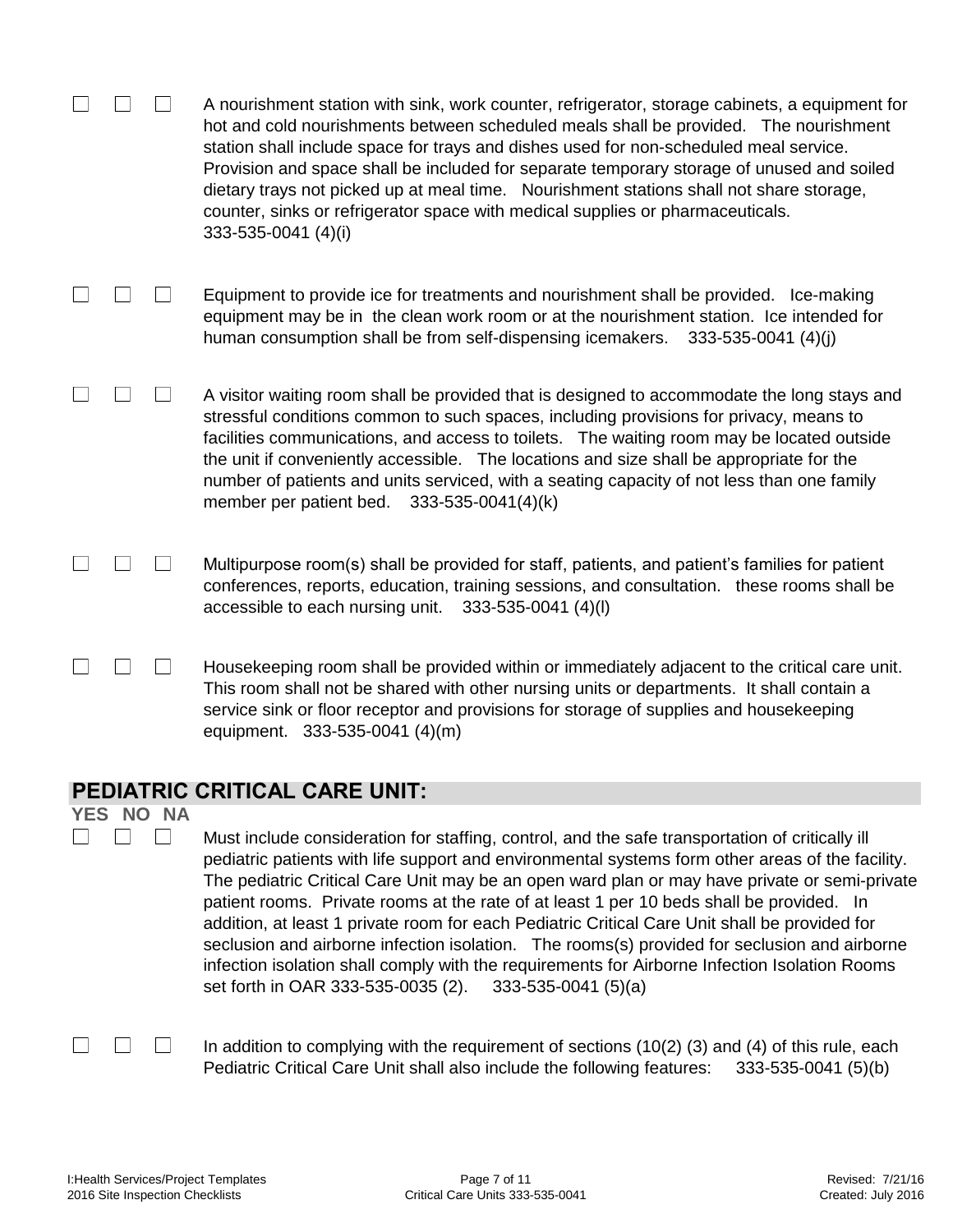☐ ☐ ☐ A nourishment station with sink, work counter, refrigerator, storage cabinets, a equipment for hot and cold nourishments between scheduled meals shall be provided. The nourishment station shall include space for trays and dishes used for non-scheduled meal service. Provision and space shall be included for separate temporary storage of unused and soiled dietary trays not picked up at meal time. Nourishment stations shall not share storage, counter, sinks or refrigerator space with medical supplies or pharmaceuticals. 333-535-0041 (4)(i)

☐ ☐ ☐ Equipment to provide ice for treatments and nourishment shall be provided. Ice-making equipment may be in the clean work room or at the nourishment station. Ice intended for human consumption shall be from self-dispensing icemakers. 333-535-0041 (4)(j)

☐ ☐ ☐ A visitor waiting room shall be provided that is designed to accommodate the long stays and stressful conditions common to such spaces, including provisions for privacy, means to facilities communications, and access to toilets. The waiting room may be located outside the unit if conveniently accessible. The locations and size shall be appropriate for the number of patients and units serviced, with a seating capacity of not less than one family member per patient bed. 333-535-0041(4)(k)

☐ ☐ ☐ Multipurpose room(s) shall be provided for staff, patients, and patient's families for patient conferences, reports, education, training sessions, and consultation. these rooms shall be accessible to each nursing unit. 333-535-0041 (4)(l)

☐ ☐ ☐ Housekeeping room shall be provided within or immediately adjacent to the critical care unit. This room shall not be shared with other nursing units or departments. It shall contain a service sink or floor receptor and provisions for storage of supplies and housekeeping equipment. 333-535-0041 (4)(m)

## PEDIATRIC CRITICAL CARE UNIT:

**YES NO NA**

☐ ☐ ☐ Must include consideration for staffing, control, and the safe transportation of critically ill pediatric patients with life support and environmental systems form other areas of the facility. The pediatric Critical Care Unit may be an open ward plan or may have private or semi-private patient rooms. Private rooms at the rate of at least 1 per 10 beds shall be provided. In addition, at least 1 private room for each Pediatric Critical Care Unit shall be provided for seclusion and airborne infection isolation. The rooms(s) provided for seclusion and airborne infection isolation shall comply with the requirements for Airborne Infection Isolation Rooms set forth in OAR 333-535-0035 (2). 333-535-0041 (5)(a)

☐ ☐ ☐ In addition to complying with the requirement of sections (10(2) (3) and (4) of this rule, each Pediatric Critical Care Unit shall also include the following features: 333-535-0041 (5)(b)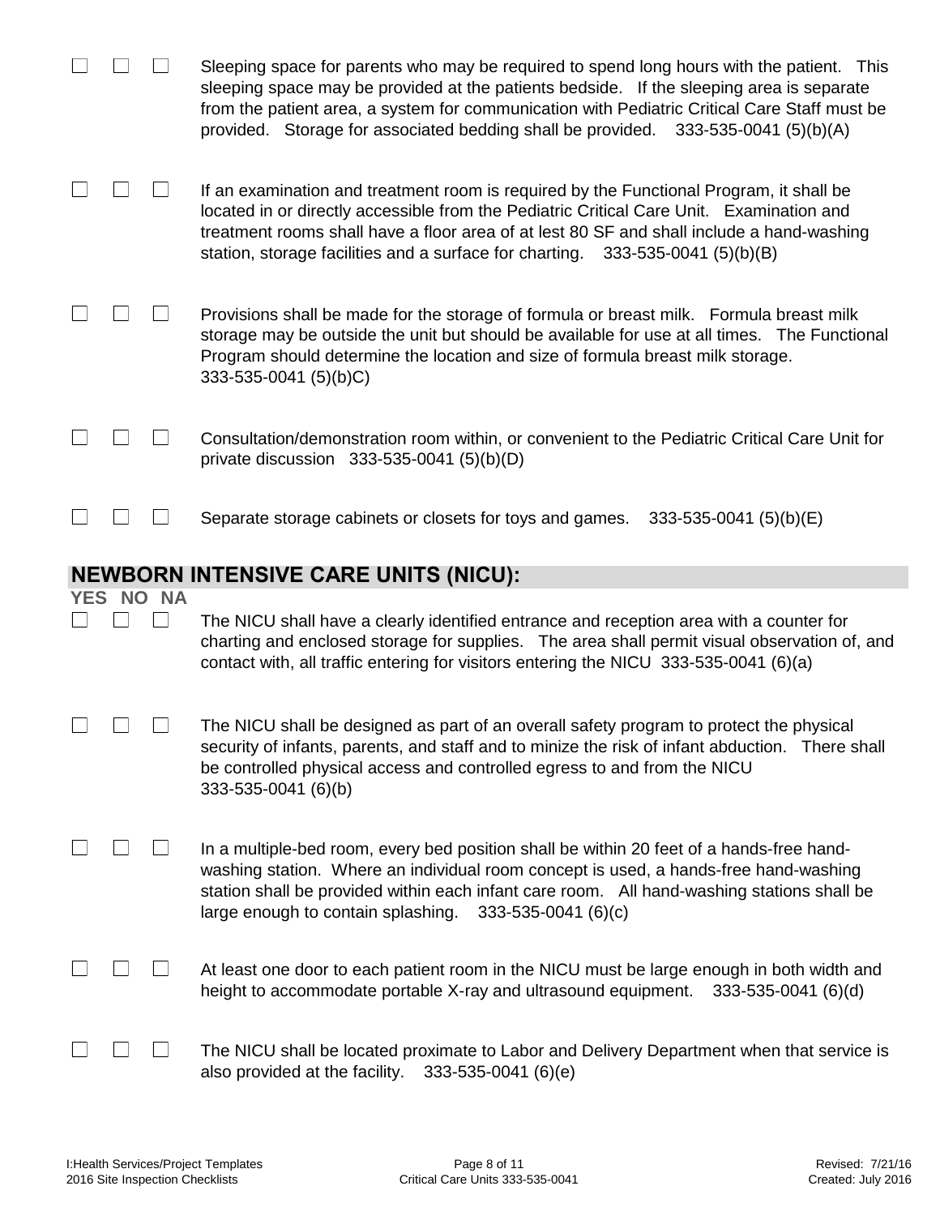☐ ☐ ☐ Sleeping space for parents who may be required to spend long hours with the patient. This sleeping space may be provided at the patients bedside. If the sleeping area is separate from the patient area, a system for communication with Pediatric Critical Care Staff must be provided. Storage for associated bedding shall be provided. 333-535-0041 (5)(b)(A)

☐ ☐ ☐ If an examination and treatment room is required by the Functional Program, it shall be located in or directly accessible from the Pediatric Critical Care Unit. Examination and treatment rooms shall have a floor area of at lest 80 SF and shall include a hand-washing station, storage facilities and a surface for charting. 333-535-0041 (5)(b)(B)

☐ ☐ ☐ Provisions shall be made for the storage of formula or breast milk. Formula breast milk storage may be outside the unit but should be available for use at all times. The Functional Program should determine the location and size of formula breast milk storage. 333-535-0041 (5)(b)C)

☐ ☐ ☐ Consultation/demonstration room within, or convenient to the Pediatric Critical Care Unit for private discussion 333-535-0041 (5)(b)(D)

☐ ☐ ☐ Separate storage cabinets or closets for toys and games. 333-535-0041 (5)(b)(E)

## NEWBORN INTENSIVE CARE UNITS (NICU):

**YES NO NA**

☐ ☐ ☐ The NICU shall have a clearly identified entrance and reception area with a counter for charting and enclosed storage for supplies. The area shall permit visual observation of, and contact with, all traffic entering for visitors entering the NICU 333-535-0041 (6)(a)

☐ ☐ ☐ The NICU shall be designed as part of an overall safety program to protect the physical security of infants, parents, and staff and to minize the risk of infant abduction. There shall be controlled physical access and controlled egress to and from the NICU 333-535-0041 (6)(b)

☐ ☐ ☐ In a multiple-bed room, every bed position shall be within 20 feet of a hands-free hand-washing station. Where an individual room concept is used, a hands-free hand-washing station shall be provided within each infant care room. All hand-washing stations shall be large enough to contain splashing. 333-535-0041 (6)(c)

☐ ☐ ☐ At least one door to each patient room in the NICU must be large enough in both width and height to accommodate portable X-ray and ultrasound equipment. 333-535-0041 (6)(d)

☐ ☐ ☐ The NICU shall be located proximate to Labor and Delivery Department when that service is also provided at the facility. 333-535-0041 (6)(e)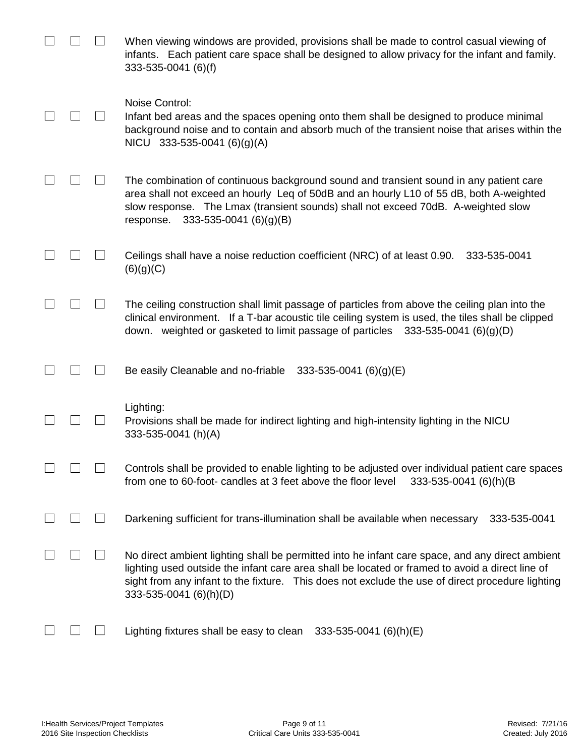☐ ☐ ☐ When viewing windows are provided, provisions shall be made to control casual viewing of infants. Each patient care space shall be designed to allow privacy for the infant and family. 333-535-0041 (6)(f)

Noise Control:

☐ ☐ ☐ Infant bed areas and the spaces opening onto them shall be designed to produce minimal background noise and to contain and absorb much of the transient noise that arises within the NICU 333-535-0041 (6)(g)(A)

☐ ☐ ☐ The combination of continuous background sound and transient sound in any patient care area shall not exceed an hourly Leq of 50dB and an hourly L10 of 55 dB, both A-weighted slow response. The Lmax (transient sounds) shall not exceed 70dB. A-weighted slow response. 333-535-0041 (6)(g)(B)

☐ ☐ ☐ Ceilings shall have a noise reduction coefficient (NRC) of at least 0.90. 333-535-0041 (6)(g)(C)

☐ ☐ ☐ The ceiling construction shall limit passage of particles from above the ceiling plan into the clinical environment. If a T-bar acoustic tile ceiling system is used, the tiles shall be clipped down. weighted or gasketed to limit passage of particles 333-535-0041 (6)(g)(D)

☐ ☐ ☐ Be easily Cleanable and no-friable 333-535-0041 (6)(g)(E)

Lighting:

☐ ☐ ☐ Provisions shall be made for indirect lighting and high-intensity lighting in the NICU 333-535-0041 (h)(A)

☐ ☐ ☐ Controls shall be provided to enable lighting to be adjusted over individual patient care spaces from one to 60-foot- candles at 3 feet above the floor level 333-535-0041 (6)(h)(B

☐ ☐ ☐ Darkening sufficient for trans-illumination shall be available when necessary 333-535-0041

☐ ☐ ☐ No direct ambient lighting shall be permitted into he infant care space, and any direct ambient lighting used outside the infant care area shall be located or framed to avoid a direct line of sight from any infant to the fixture. This does not exclude the use of direct procedure lighting 333-535-0041 (6)(h)(D)

☐ ☐ ☐ Lighting fixtures shall be easy to clean 333-535-0041 (6)(h)(E)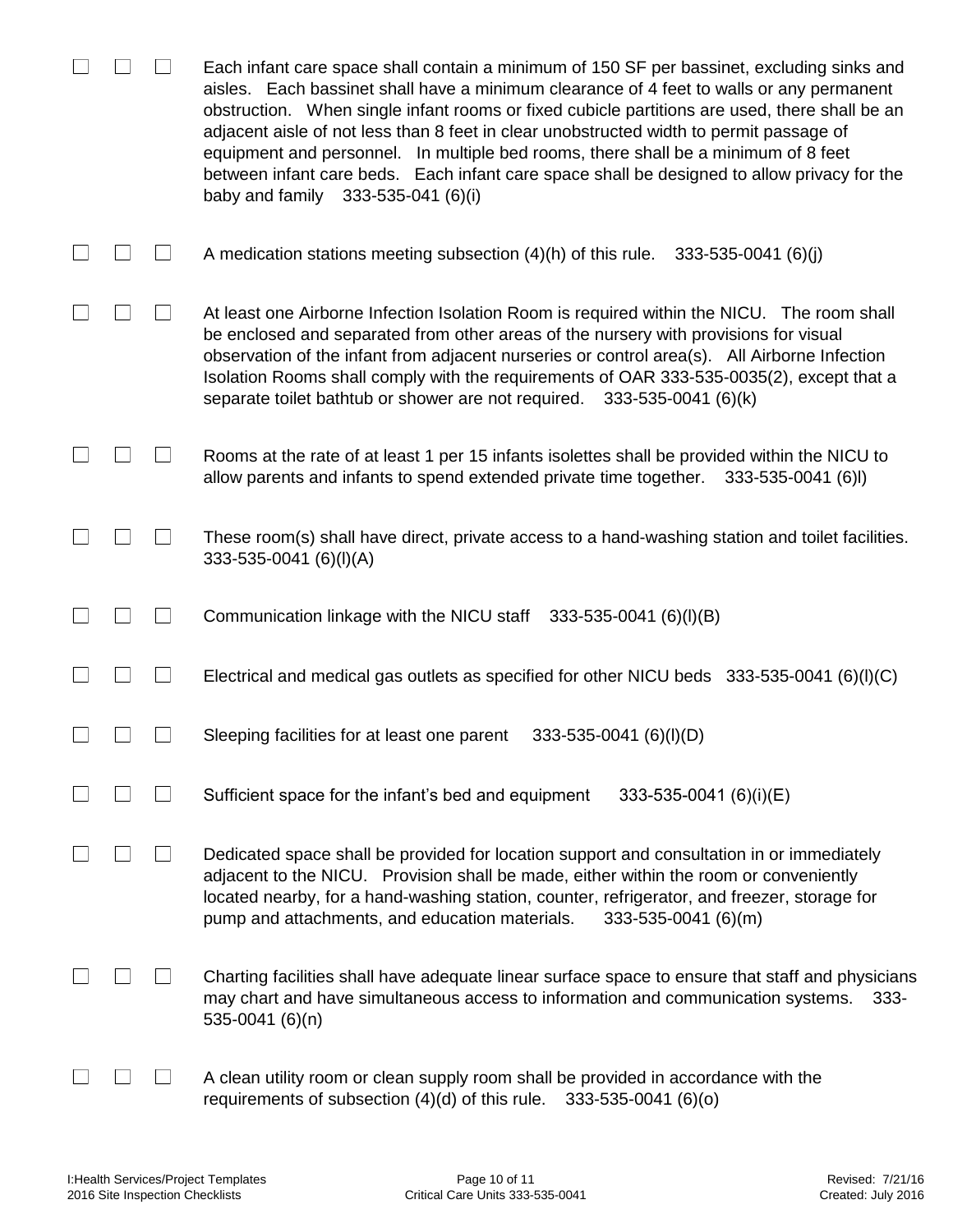| | | | |
|---|---|---|---|
| ☐ | ☐ | ☐ | Each infant care space shall contain a minimum of 150 SF per bassinet, excluding sinks and aisles. Each bassinet shall have a minimum clearance of 4 feet to walls or any permanent obstruction. When single infant rooms or fixed cubicle partitions are used, there shall be an adjacent aisle of not less than 8 feet in clear unobstructed width to permit passage of equipment and personnel. In multiple bed rooms, there shall be a minimum of 8 feet between infant care beds. Each infant care space shall be designed to allow privacy for the baby and family 333-535-041 (6)(i) |
| ☐ | ☐ | ☐ | A medication stations meeting subsection (4)(h) of this rule. 333-535-0041 (6)(j) |
| ☐ | ☐ | ☐ | At least one Airborne Infection Isolation Room is required within the NICU. The room shall be enclosed and separated from other areas of the nursery with provisions for visual observation of the infant from adjacent nurseries or control area(s). All Airborne Infection Isolation Rooms shall comply with the requirements of OAR 333-535-0035(2), except that a separate toilet bathtub or shower are not required. 333-535-0041 (6)(k) |
| ☐ | ☐ | ☐ | Rooms at the rate of at least 1 per 15 infants isolettes shall be provided within the NICU to allow parents and infants to spend extended private time together. 333-535-0041 (6)l) |
| ☐ | ☐ | ☐ | These room(s) shall have direct, private access to a hand-washing station and toilet facilities. 333-535-0041 (6)(l)(A) |
| ☐ | ☐ | ☐ | Communication linkage with the NICU staff 333-535-0041 (6)(l)(B) |
| ☐ | ☐ | ☐ | Electrical and medical gas outlets as specified for other NICU beds 333-535-0041 (6)(l)(C) |
| ☐ | ☐ | ☐ | Sleeping facilities for at least one parent 333-535-0041 (6)(l)(D) |
| ☐ | ☐ | ☐ | Sufficient space for the infant's bed and equipment 333-535-0041 (6)(i)(E) |
| ☐ | ☐ | ☐ | Dedicated space shall be provided for location support and consultation in or immediately adjacent to the NICU. Provision shall be made, either within the room or conveniently located nearby, for a hand-washing station, counter, refrigerator, and freezer, storage for pump and attachments, and education materials. 333-535-0041 (6)(m) |
| ☐ | ☐ | ☐ | Charting facilities shall have adequate linear surface space to ensure that staff and physicians may chart and have simultaneous access to information and communication systems. 333-535-0041 (6)(n) |
| ☐ | ☐ | ☐ | A clean utility room or clean supply room shall be provided in accordance with the requirements of subsection (4)(d) of this rule. 333-535-0041 (6)(o) |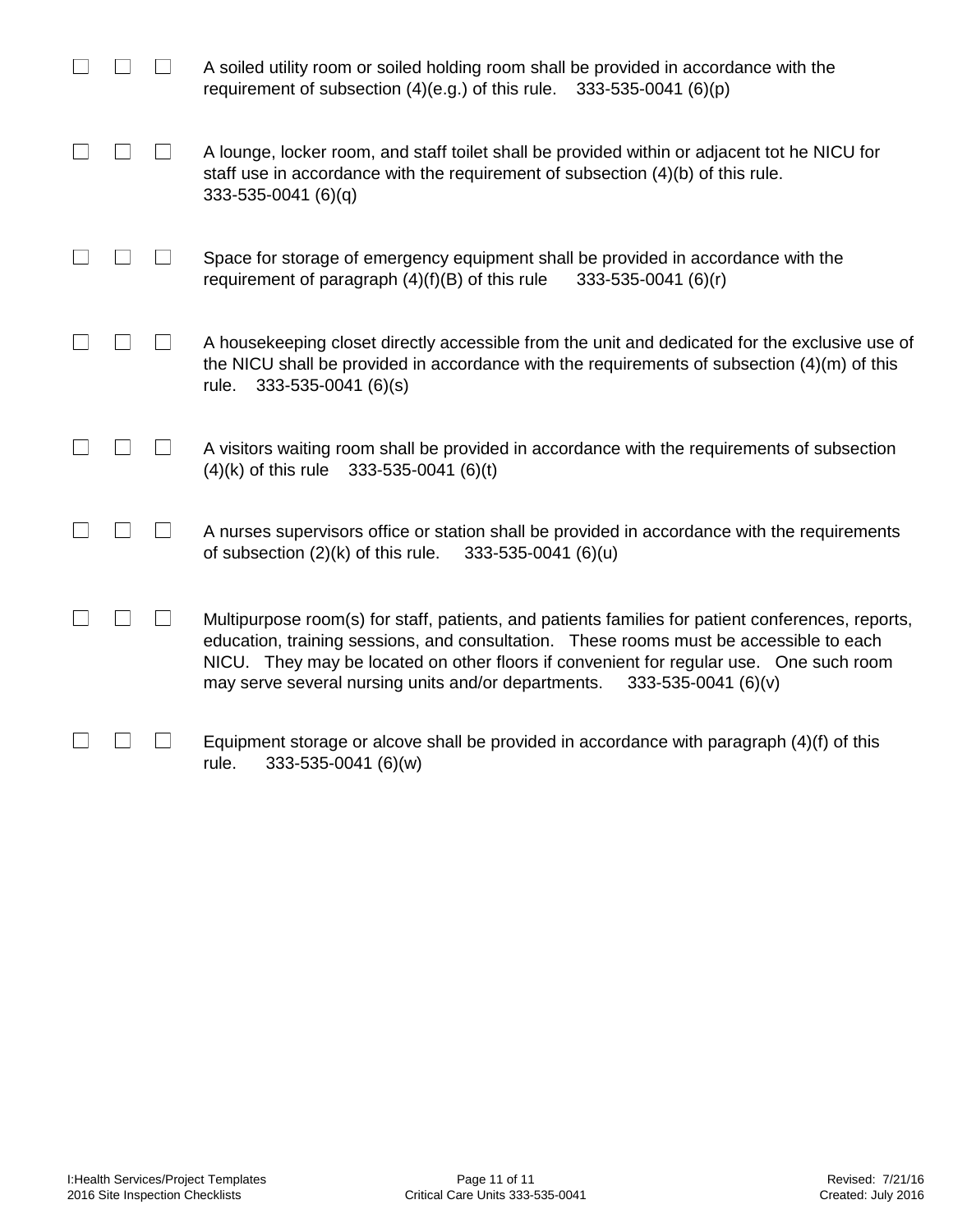| | | | |
|---|---|---|---|
| ☐ | ☐ | ☐ | A soiled utility room or soiled holding room shall be provided in accordance with the requirement of subsection (4)(e.g.) of this rule. 333-535-0041 (6)(p) |
| ☐ | ☐ | ☐ | A lounge, locker room, and staff toilet shall be provided within or adjacent tot he NICU for staff use in accordance with the requirement of subsection (4)(b) of this rule. 333-535-0041 (6)(q) |
| ☐ | ☐ | ☐ | Space for storage of emergency equipment shall be provided in accordance with the requirement of paragraph (4)(f)(B) of this rule 333-535-0041 (6)(r) |
| ☐ | ☐ | ☐ | A housekeeping closet directly accessible from the unit and dedicated for the exclusive use of the NICU shall be provided in accordance with the requirements of subsection (4)(m) of this rule. 333-535-0041 (6)(s) |
| ☐ | ☐ | ☐ | A visitors waiting room shall be provided in accordance with the requirements of subsection (4)(k) of this rule 333-535-0041 (6)(t) |
| ☐ | ☐ | ☐ | A nurses supervisors office or station shall be provided in accordance with the requirements of subsection (2)(k) of this rule. 333-535-0041 (6)(u) |
| ☐ | ☐ | ☐ | Multipurpose room(s) for staff, patients, and patients families for patient conferences, reports, education, training sessions, and consultation. These rooms must be accessible to each NICU. They may be located on other floors if convenient for regular use. One such room may serve several nursing units and/or departments. 333-535-0041 (6)(v) |
| ☐ | ☐ | ☐ | Equipment storage or alcove shall be provided in accordance with paragraph (4)(f) of this rule. 333-535-0041 (6)(w) |